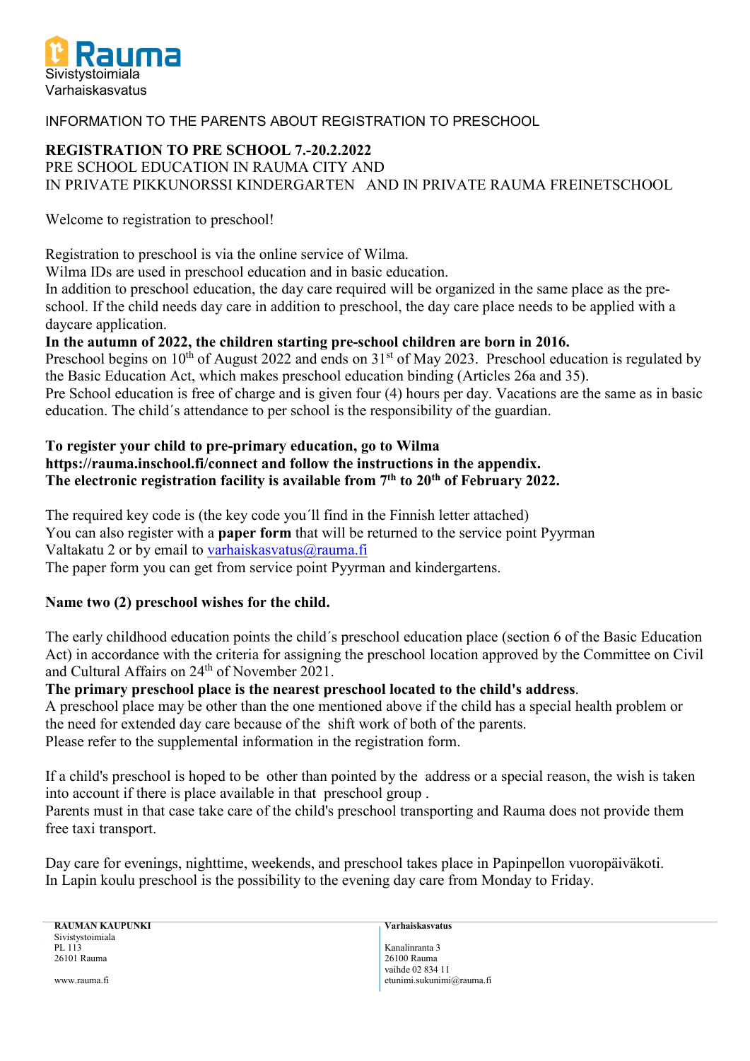Rauma
Sivistystoimiala
Varhaiskasvatus

INFORMATION TO THE PARENTS ABOUT REGISTRATION TO PRESCHOOL

**REGISTRATION TO PRE SCHOOL 7.-20.2.2022**
PRE SCHOOL EDUCATION IN RAUMA CITY AND
IN PRIVATE PIKKUNORSSI KINDERGARTEN AND IN PRIVATE RAUMA FREINETSCHOOL

Welcome to registration to preschool!

Registration to preschool is via the online service of Wilma.
Wilma IDs are used in preschool education and in basic education.
In addition to preschool education, the day care required will be organized in the same place as the pre-school. If the child needs day care in addition to preschool, the day care place needs to be applied with a daycare application.
**In the autumn of 2022, the children starting pre-school children are born in 2016.**
Preschool begins on 10th of August 2022 and ends on 31st of May 2023. Preschool education is regulated by the Basic Education Act, which makes preschool education binding (Articles 26a and 35).
Pre School education is free of charge and is given four (4) hours per day. Vacations are the same as in basic education. The child´s attendance to per school is the responsibility of the guardian.

**To register your child to pre-primary education, go to Wilma https://rauma.inschool.fi/connect and follow the instructions in the appendix.**
**The electronic registration facility is available from 7th to 20th of February 2022.**

The required key code is (the key code you´ll find in the Finnish letter attached)
You can also register with a **paper form** that will be returned to the service point Pyyrman Valtakatu 2 or by email to varhaiskasvatus@rauma.fi
The paper form you can get from service point Pyyrman and kindergartens.

**Name two (2) preschool wishes for the child.**

The early childhood education points the child´s preschool education place (section 6 of the Basic Education Act) in accordance with the criteria for assigning the preschool location approved by the Committee on Civil and Cultural Affairs on 24th of November 2021.
**The primary preschool place is the nearest preschool located to the child's address**.
A preschool place may be other than the one mentioned above if the child has a special health problem or the need for extended day care because of the shift work of both of the parents.
Please refer to the supplemental information in the registration form.

If a child's preschool is hoped to be other than pointed by the address or a special reason, the wish is taken into account if there is place available in that preschool group .
Parents must in that case take care of the child's preschool transporting and Rauma does not provide them free taxi transport.

Day care for evenings, nighttime, weekends, and preschool takes place in Papinpellon vuoropäiväkoti.
In Lapin koulu preschool is the possibility to the evening day care from Monday to Friday.

**RAUMAN KAUPUNKI**
Sivistystoimiala
PL 113
26101 Rauma

www.rauma.fi

**Varhaiskasvatus**

Kanalinranta 3
26100 Rauma
vaihde 02 834 11
etunimi.sukunimi@rauma.fi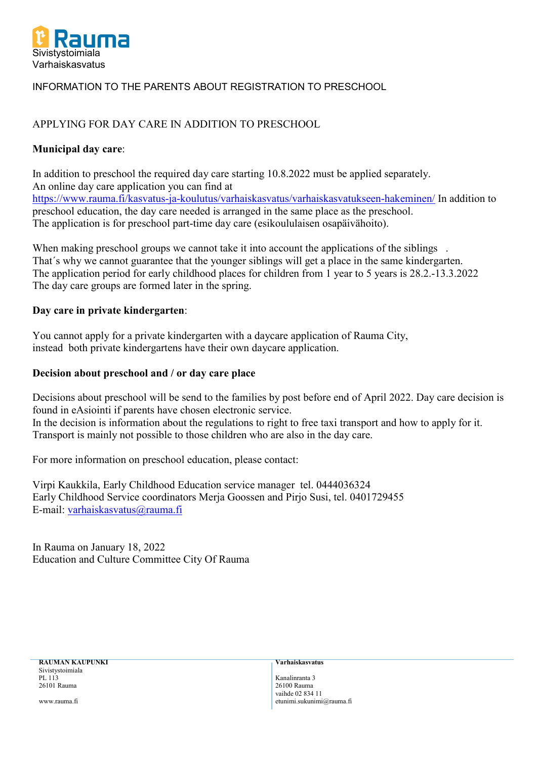Rauma
Sivistystoimiala
Varhaiskasvatus

INFORMATION TO THE PARENTS ABOUT REGISTRATION TO PRESCHOOL

APPLYING FOR DAY CARE IN ADDITION TO PRESCHOOL

**Municipal day care**:

In addition to preschool the required day care starting 10.8.2022 must be applied separately.
An online day care application you can find at
https://www.rauma.fi/kasvatus-ja-koulutus/varhaiskasvatus/varhaiskasvatukseen-hakeminen/ In addition to preschool education, the day care needed is arranged in the same place as the preschool.
The application is for preschool part-time day care (esikoululaisen osapäivähoito).

When making preschool groups we cannot take it into account the applications of the siblings .
That´s why we cannot guarantee that the younger siblings will get a place in the same kindergarten.
The application period for early childhood places for children from 1 year to 5 years is 28.2.-13.3.2022
The day care groups are formed later in the spring.

**Day care in private kindergarten**:

You cannot apply for a private kindergarten with a daycare application of Rauma City,
instead both private kindergartens have their own daycare application.

**Decision about preschool and / or day care place**

Decisions about preschool will be send to the families by post before end of April 2022. Day care decision is found in eAsiointi if parents have chosen electronic service.
In the decision is information about the regulations to right to free taxi transport and how to apply for it.
Transport is mainly not possible to those children who are also in the day care.

For more information on preschool education, please contact:

Virpi Kaukkila, Early Childhood Education service manager tel. 0444036324
Early Childhood Service coordinators Merja Goossen and Pirjo Susi, tel. 0401729455
E-mail: varhaiskasvatus@rauma.fi

In Rauma on January 18, 2022
Education and Culture Committee City Of Rauma

**RAUMAN KAUPUNKI**
Sivistystoimiala
PL 113
26101 Rauma

www.rauma.fi

**Varhaiskasvatus**

Kanalinranta 3
26100 Rauma
vaihde 02 834 11
etunimi.sukunimi@rauma.fi